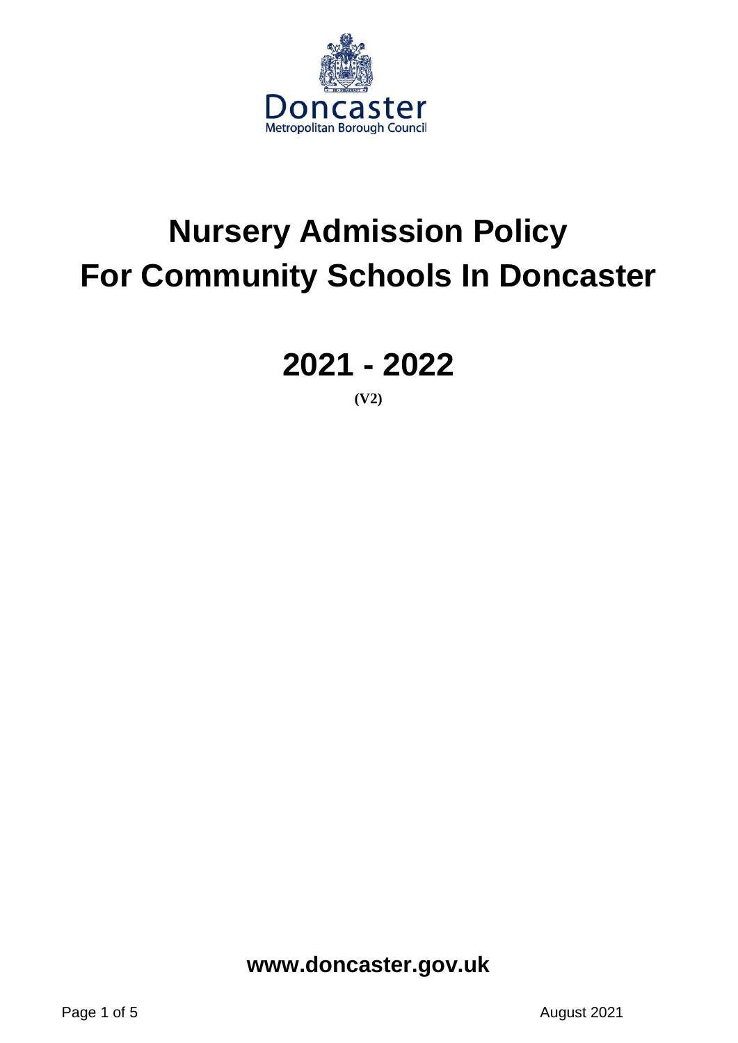Doncaster
Metropolitan Borough Council

# Nursery Admission Policy For Community Schools In Doncaster

# 2021 - 2022

**(V2)**

**www.doncaster.gov.uk**

August 2021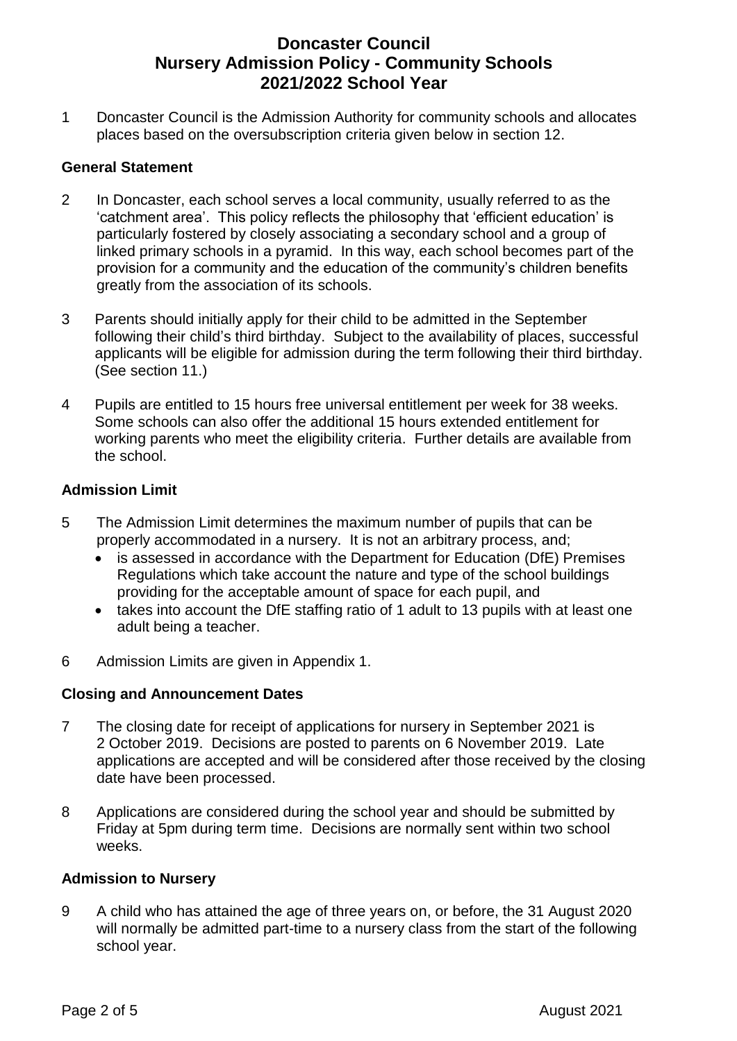# Doncaster Council
# Nursery Admission Policy - Community Schools
# 2021/2022 School Year

1 Doncaster Council is the Admission Authority for community schools and allocates places based on the oversubscription criteria given below in section 12.

**General Statement**

2 In Doncaster, each school serves a local community, usually referred to as the 'catchment area'. This policy reflects the philosophy that 'efficient education' is particularly fostered by closely associating a secondary school and a group of linked primary schools in a pyramid. In this way, each school becomes part of the provision for a community and the education of the community's children benefits greatly from the association of its schools.

3 Parents should initially apply for their child to be admitted in the September following their child's third birthday. Subject to the availability of places, successful applicants will be eligible for admission during the term following their third birthday. (See section 11.)

4 Pupils are entitled to 15 hours free universal entitlement per week for 38 weeks. Some schools can also offer the additional 15 hours extended entitlement for working parents who meet the eligibility criteria. Further details are available from the school.

**Admission Limit**

5 The Admission Limit determines the maximum number of pupils that can be properly accommodated in a nursery. It is not an arbitrary process, and;

- is assessed in accordance with the Department for Education (DfE) Premises Regulations which take account the nature and type of the school buildings providing for the acceptable amount of space for each pupil, and
- takes into account the DfE staffing ratio of 1 adult to 13 pupils with at least one adult being a teacher.

6 Admission Limits are given in Appendix 1.

**Closing and Announcement Dates**

7 The closing date for receipt of applications for nursery in September 2021 is 2 October 2019. Decisions are posted to parents on 6 November 2019. Late applications are accepted and will be considered after those received by the closing date have been processed.

8 Applications are considered during the school year and should be submitted by Friday at 5pm during term time. Decisions are normally sent within two school weeks.

**Admission to Nursery**

9 A child who has attained the age of three years on, or before, the 31 August 2020 will normally be admitted part-time to a nursery class from the start of the following school year.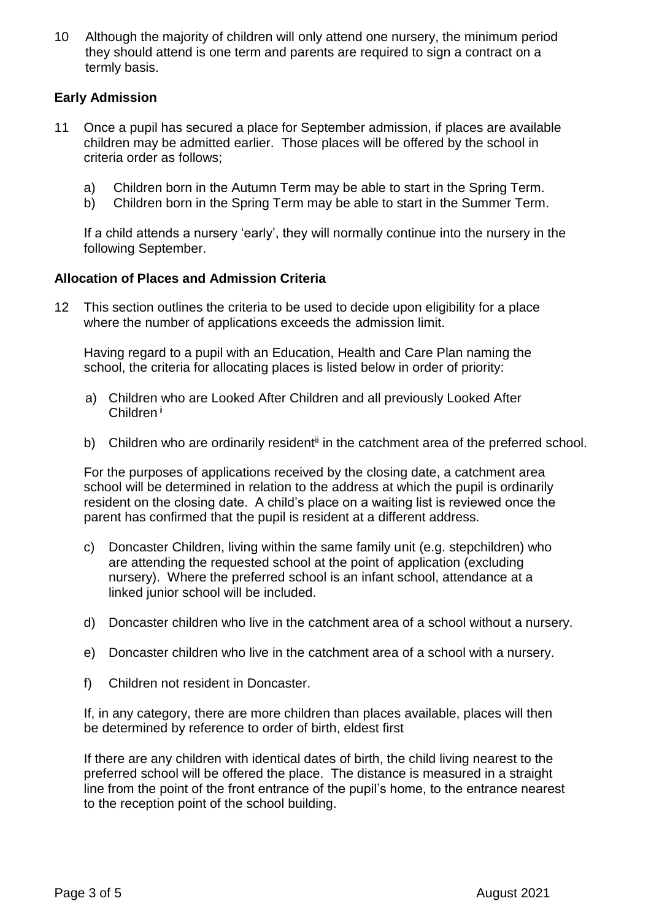10 Although the majority of children will only attend one nursery, the minimum period they should attend is one term and parents are required to sign a contract on a termly basis.

## Early Admission

11 Once a pupil has secured a place for September admission, if places are available children may be admitted earlier. Those places will be offered by the school in criteria order as follows;

a) Children born in the Autumn Term may be able to start in the Spring Term.
b) Children born in the Spring Term may be able to start in the Summer Term.

If a child attends a nursery 'early', they will normally continue into the nursery in the following September.

## Allocation of Places and Admission Criteria

12 This section outlines the criteria to be used to decide upon eligibility for a place where the number of applications exceeds the admission limit.

Having regard to a pupil with an Education, Health and Care Plan naming the school, the criteria for allocating places is listed below in order of priority:

a) Children who are Looked After Children and all previously Looked After Children [i]

b) Children who are ordinarily resident[ii] in the catchment area of the preferred school.

For the purposes of applications received by the closing date, a catchment area school will be determined in relation to the address at which the pupil is ordinarily resident on the closing date. A child's place on a waiting list is reviewed once the parent has confirmed that the pupil is resident at a different address.

c) Doncaster Children, living within the same family unit (e.g. stepchildren) who are attending the requested school at the point of application (excluding nursery). Where the preferred school is an infant school, attendance at a linked junior school will be included.

d) Doncaster children who live in the catchment area of a school without a nursery.

e) Doncaster children who live in the catchment area of a school with a nursery.

f) Children not resident in Doncaster.

If, in any category, there are more children than places available, places will then be determined by reference to order of birth, eldest first

If there are any children with identical dates of birth, the child living nearest to the preferred school will be offered the place. The distance is measured in a straight line from the point of the front entrance of the pupil's home, to the entrance nearest to the reception point of the school building.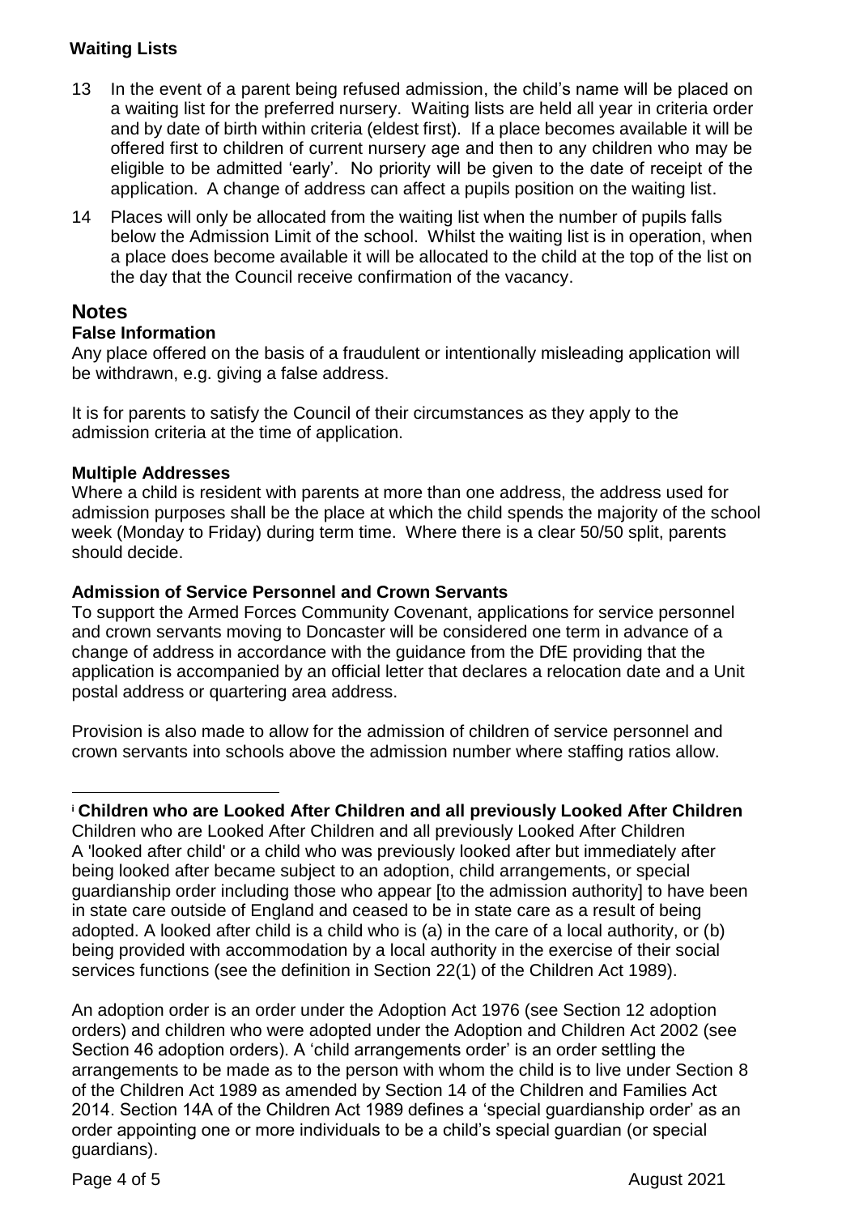**Waiting Lists**

13 In the event of a parent being refused admission, the child's name will be placed on a waiting list for the preferred nursery. Waiting lists are held all year in criteria order and by date of birth within criteria (eldest first). If a place becomes available it will be offered first to children of current nursery age and then to any children who may be eligible to be admitted 'early'. No priority will be given to the date of receipt of the application. A change of address can affect a pupils position on the waiting list.

14 Places will only be allocated from the waiting list when the number of pupils falls below the Admission Limit of the school. Whilst the waiting list is in operation, when a place does become available it will be allocated to the child at the top of the list on the day that the Council receive confirmation of the vacancy.

## Notes

**False Information**

Any place offered on the basis of a fraudulent or intentionally misleading application will be withdrawn, e.g. giving a false address.

It is for parents to satisfy the Council of their circumstances as they apply to the admission criteria at the time of application.

**Multiple Addresses**

Where a child is resident with parents at more than one address, the address used for admission purposes shall be the place at which the child spends the majority of the school week (Monday to Friday) during term time. Where there is a clear 50/50 split, parents should decide.

**Admission of Service Personnel and Crown Servants**

To support the Armed Forces Community Covenant, applications for service personnel and crown servants moving to Doncaster will be considered one term in advance of a change of address in accordance with the guidance from the DfE providing that the application is accompanied by an official letter that declares a relocation date and a Unit postal address or quartering area address.

Provision is also made to allow for the admission of children of service personnel and crown servants into schools above the admission number where staffing ratios allow.

---

[i] **Children who are Looked After Children and all previously Looked After Children**
Children who are Looked After Children and all previously Looked After Children
A 'looked after child' or a child who was previously looked after but immediately after being looked after became subject to an adoption, child arrangements, or special guardianship order including those who appear [to the admission authority] to have been in state care outside of England and ceased to be in state care as a result of being adopted. A looked after child is a child who is (a) in the care of a local authority, or (b) being provided with accommodation by a local authority in the exercise of their social services functions (see the definition in Section 22(1) of the Children Act 1989).

An adoption order is an order under the Adoption Act 1976 (see Section 12 adoption orders) and children who were adopted under the Adoption and Children Act 2002 (see Section 46 adoption orders). A 'child arrangements order' is an order settling the arrangements to be made as to the person with whom the child is to live under Section 8 of the Children Act 1989 as amended by Section 14 of the Children and Families Act 2014. Section 14A of the Children Act 1989 defines a 'special guardianship order' as an order appointing one or more individuals to be a child's special guardian (or special guardians).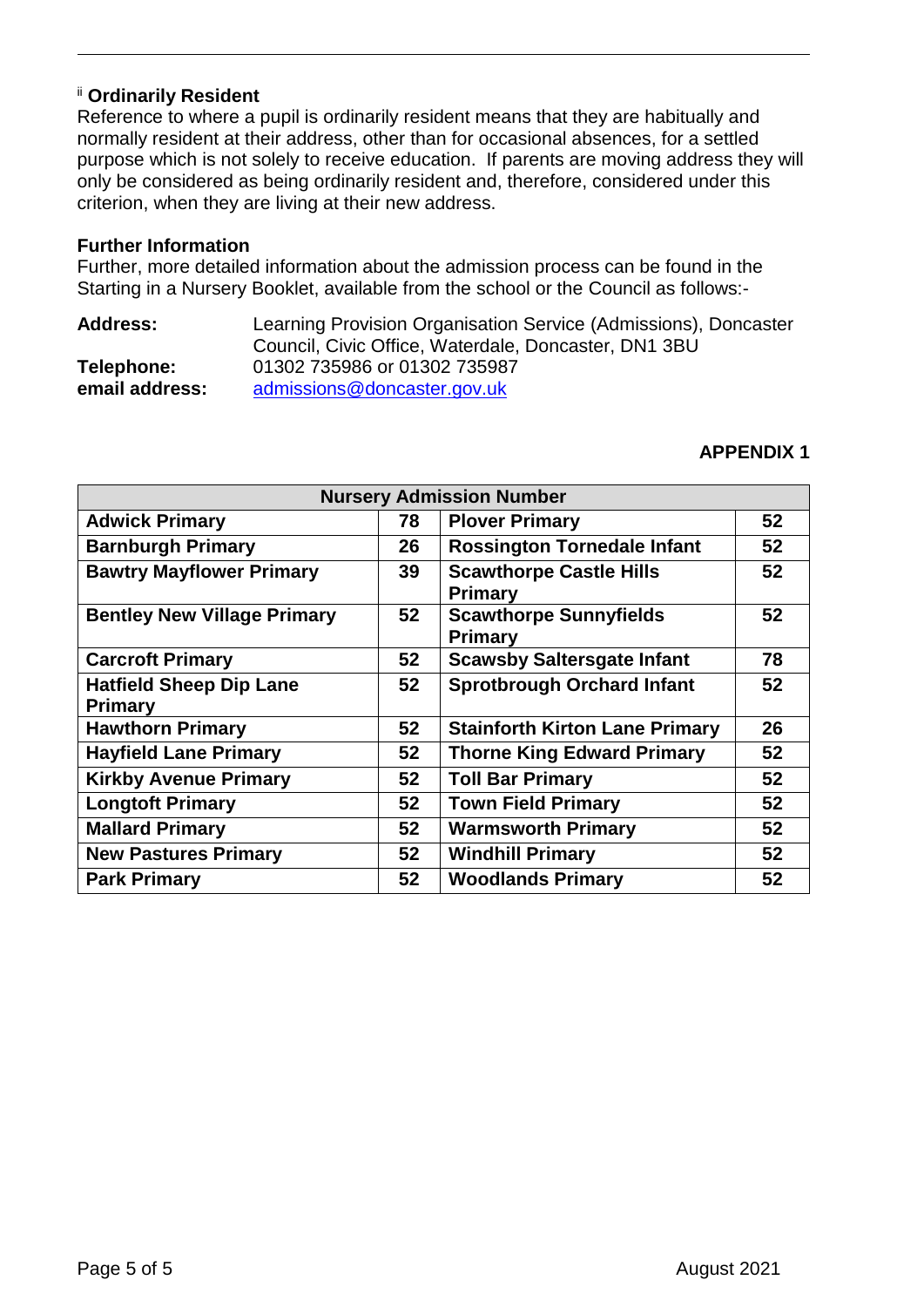[ii] **Ordinarily Resident**

Reference to where a pupil is ordinarily resident means that they are habitually and normally resident at their address, other than for occasional absences, for a settled purpose which is not solely to receive education. If parents are moving address they will only be considered as being ordinarily resident and, therefore, considered under this criterion, when they are living at their new address.

**Further Information**

Further, more detailed information about the admission process can be found in the Starting in a Nursery Booklet, available from the school or the Council as follows:-

| | |
|---|---|
| **Address:** | Learning Provision Organisation Service (Admissions), Doncaster Council, Civic Office, Waterdale, Doncaster, DN1 3BU |
| **Telephone:** | 01302 735986 or 01302 735987 |
| **email address:** | admissions@doncaster.gov.uk |

**APPENDIX 1**

| **Nursery Admission Number** | | | |
|---|---|---|---|
| **Adwick Primary** | **78** | **Plover Primary** | **52** |
| **Barnburgh Primary** | **26** | **Rossington Tornedale Infant** | **52** |
| **Bawtry Mayflower Primary** | **39** | **Scawthorpe Castle Hills Primary** | **52** |
| **Bentley New Village Primary** | **52** | **Scawthorpe Sunnyfields Primary** | **52** |
| **Carcroft Primary** | **52** | **Scawsby Saltersgate Infant** | **78** |
| **Hatfield Sheep Dip Lane Primary** | **52** | **Sprotbrough Orchard Infant** | **52** |
| **Hawthorn Primary** | **52** | **Stainforth Kirton Lane Primary** | **26** |
| **Hayfield Lane Primary** | **52** | **Thorne King Edward Primary** | **52** |
| **Kirkby Avenue Primary** | **52** | **Toll Bar Primary** | **52** |
| **Longtoft Primary** | **52** | **Town Field Primary** | **52** |
| **Mallard Primary** | **52** | **Warmsworth Primary** | **52** |
| **New Pastures Primary** | **52** | **Windhill Primary** | **52** |
| **Park Primary** | **52** | **Woodlands Primary** | **52** |